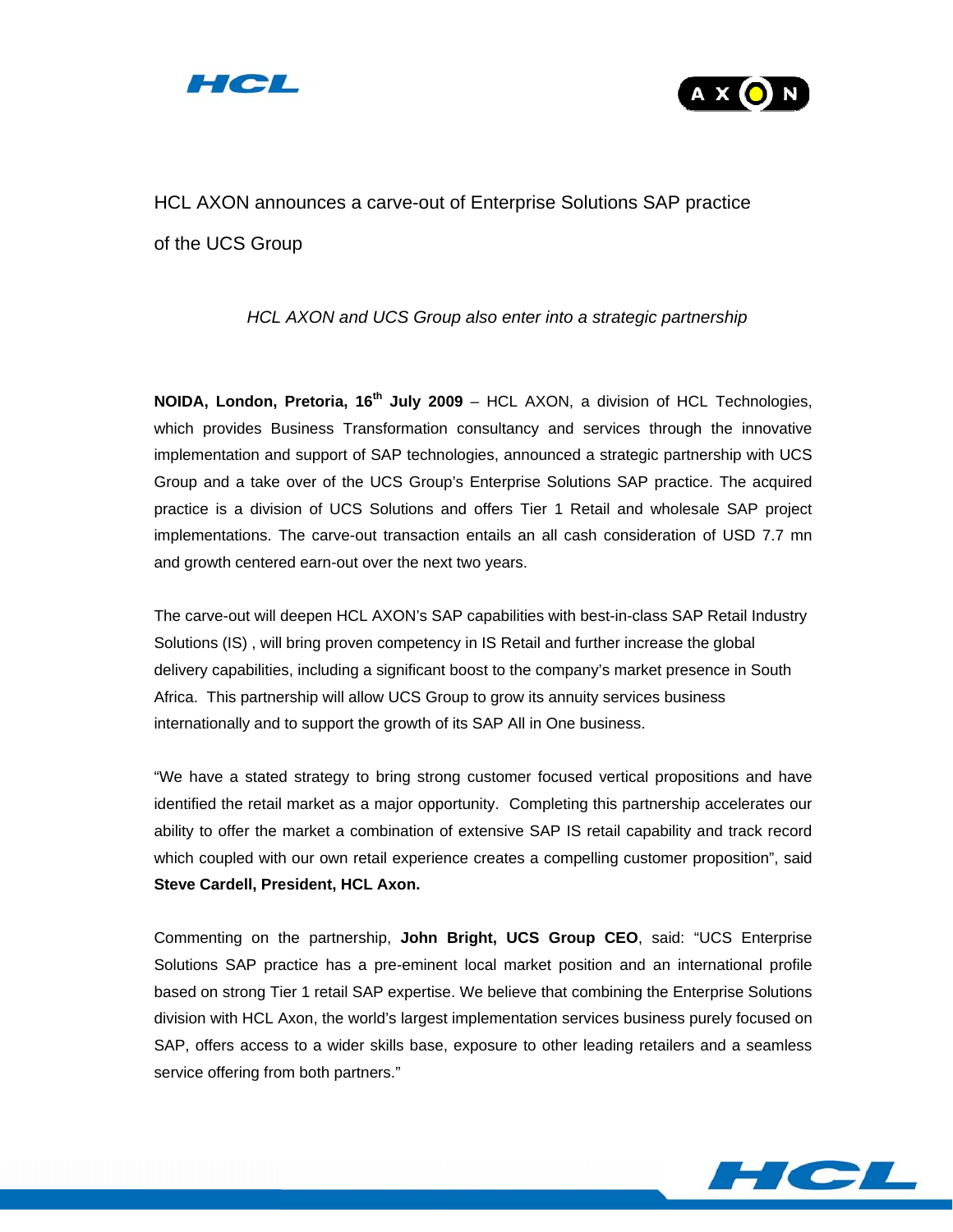# HCL AXON announces a carve-out of Enterprise Solutions SAP practice of the UCS Group

*HCL AXON and UCS Group also enter into a strategic partnership*

**NOIDA, London, Pretoria, 16th July 2009** – HCL AXON, a division of HCL Technologies, which provides Business Transformation consultancy and services through the innovative implementation and support of SAP technologies, announced a strategic partnership with UCS Group and a take over of the UCS Group's Enterprise Solutions SAP practice. The acquired practice is a division of UCS Solutions and offers Tier 1 Retail and wholesale SAP project implementations. The carve-out transaction entails an all cash consideration of USD 7.7 mn and growth centered earn-out over the next two years.

The carve-out will deepen HCL AXON's SAP capabilities with best-in-class SAP Retail Industry Solutions (IS) , will bring proven competency in IS Retail and further increase the global delivery capabilities, including a significant boost to the company's market presence in South Africa. This partnership will allow UCS Group to grow its annuity services business internationally and to support the growth of its SAP All in One business.

"We have a stated strategy to bring strong customer focused vertical propositions and have identified the retail market as a major opportunity. Completing this partnership accelerates our ability to offer the market a combination of extensive SAP IS retail capability and track record which coupled with our own retail experience creates a compelling customer proposition", said **Steve Cardell, President, HCL Axon.**

Commenting on the partnership, **John Bright, UCS Group CEO**, said: "UCS Enterprise Solutions SAP practice has a pre-eminent local market position and an international profile based on strong Tier 1 retail SAP expertise. We believe that combining the Enterprise Solutions division with HCL Axon, the world's largest implementation services business purely focused on SAP, offers access to a wider skills base, exposure to other leading retailers and a seamless service offering from both partners."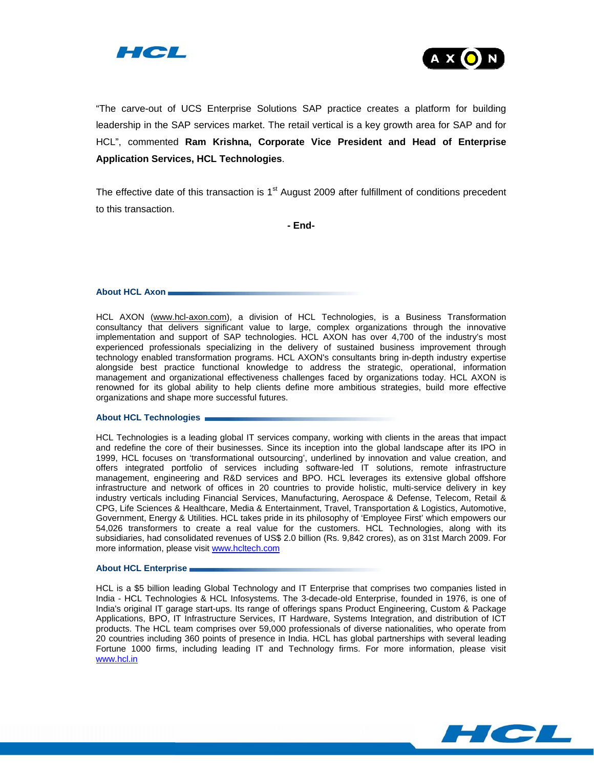"The carve-out of UCS Enterprise Solutions SAP practice creates a platform for building leadership in the SAP services market. The retail vertical is a key growth area for SAP and for HCL", commented **Ram Krishna, Corporate Vice President and Head of Enterprise Application Services, HCL Technologies**.

The effective date of this transaction is 1st August 2009 after fulfillment of conditions precedent to this transaction.

**- End-**

### About HCL Axon

HCL AXON (www.hcl-axon.com), a division of HCL Technologies, is a Business Transformation consultancy that delivers significant value to large, complex organizations through the innovative implementation and support of SAP technologies. HCL AXON has over 4,700 of the industry's most experienced professionals specializing in the delivery of sustained business improvement through technology enabled transformation programs. HCL AXON's consultants bring in-depth industry expertise alongside best practice functional knowledge to address the strategic, operational, information management and organizational effectiveness challenges faced by organizations today. HCL AXON is renowned for its global ability to help clients define more ambitious strategies, build more effective organizations and shape more successful futures.

### About HCL Technologies

HCL Technologies is a leading global IT services company, working with clients in the areas that impact and redefine the core of their businesses. Since its inception into the global landscape after its IPO in 1999, HCL focuses on 'transformational outsourcing', underlined by innovation and value creation, and offers integrated portfolio of services including software-led IT solutions, remote infrastructure management, engineering and R&D services and BPO. HCL leverages its extensive global offshore infrastructure and network of offices in 20 countries to provide holistic, multi-service delivery in key industry verticals including Financial Services, Manufacturing, Aerospace & Defense, Telecom, Retail & CPG, Life Sciences & Healthcare, Media & Entertainment, Travel, Transportation & Logistics, Automotive, Government, Energy & Utilities. HCL takes pride in its philosophy of 'Employee First' which empowers our 54,026 transformers to create a real value for the customers. HCL Technologies, along with its subsidiaries, had consolidated revenues of US$ 2.0 billion (Rs. 9,842 crores), as on 31st March 2009. For more information, please visit www.hcltech.com

### About HCL Enterprise

HCL is a $5 billion leading Global Technology and IT Enterprise that comprises two companies listed in India - HCL Technologies & HCL Infosystems. The 3-decade-old Enterprise, founded in 1976, is one of India's original IT garage start-ups. Its range of offerings spans Product Engineering, Custom & Package Applications, BPO, IT Infrastructure Services, IT Hardware, Systems Integration, and distribution of ICT products. The HCL team comprises over 59,000 professionals of diverse nationalities, who operate from 20 countries including 360 points of presence in India. HCL has global partnerships with several leading Fortune 1000 firms, including leading IT and Technology firms. For more information, please visit www.hcl.in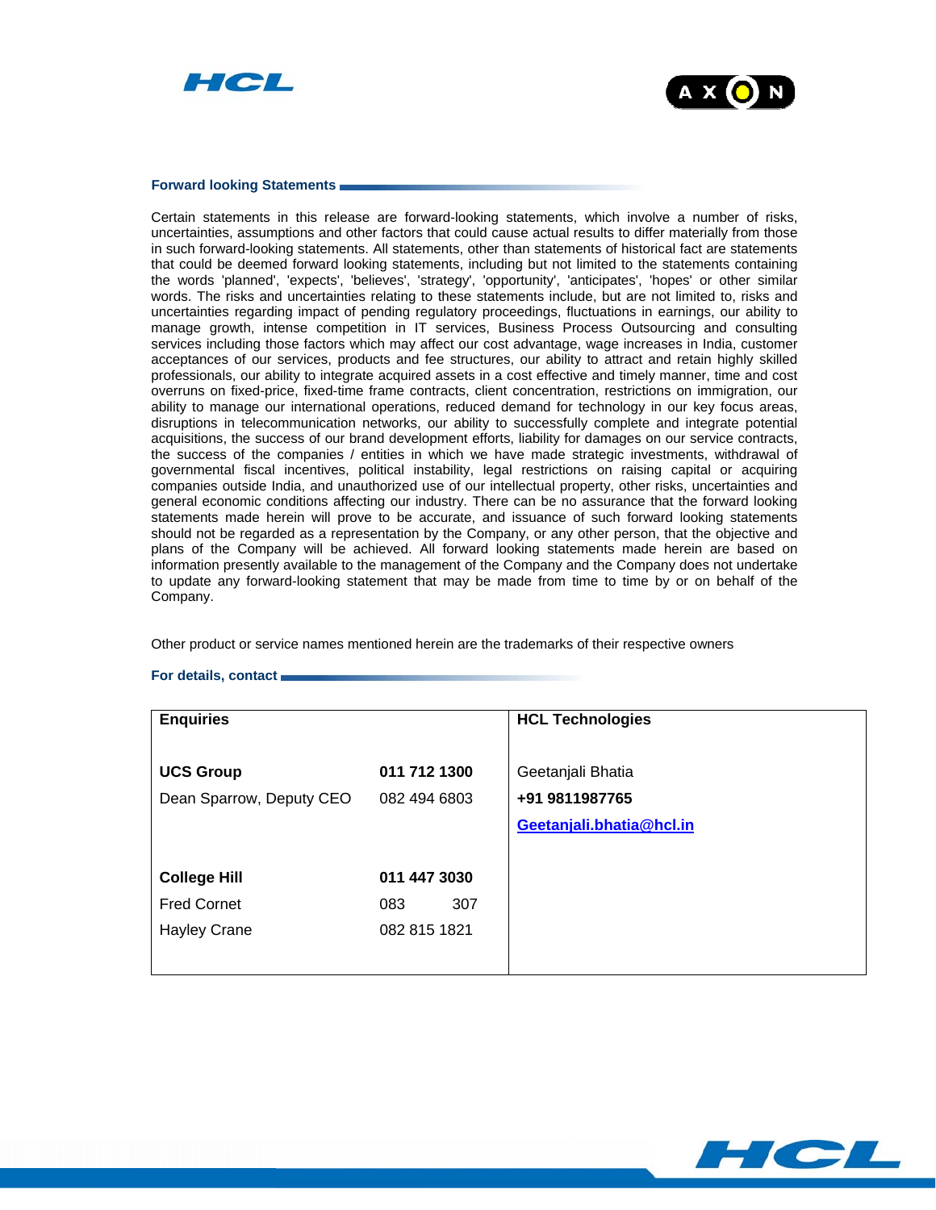## Forward looking Statements

Certain statements in this release are forward-looking statements, which involve a number of risks, uncertainties, assumptions and other factors that could cause actual results to differ materially from those in such forward-looking statements. All statements, other than statements of historical fact are statements that could be deemed forward looking statements, including but not limited to the statements containing the words 'planned', 'expects', 'believes', 'strategy', 'opportunity', 'anticipates', 'hopes' or other similar words. The risks and uncertainties relating to these statements include, but are not limited to, risks and uncertainties regarding impact of pending regulatory proceedings, fluctuations in earnings, our ability to manage growth, intense competition in IT services, Business Process Outsourcing and consulting services including those factors which may affect our cost advantage, wage increases in India, customer acceptances of our services, products and fee structures, our ability to attract and retain highly skilled professionals, our ability to integrate acquired assets in a cost effective and timely manner, time and cost overruns on fixed-price, fixed-time frame contracts, client concentration, restrictions on immigration, our ability to manage our international operations, reduced demand for technology in our key focus areas, disruptions in telecommunication networks, our ability to successfully complete and integrate potential acquisitions, the success of our brand development efforts, liability for damages on our service contracts, the success of the companies / entities in which we have made strategic investments, withdrawal of governmental fiscal incentives, political instability, legal restrictions on raising capital or acquiring companies outside India, and unauthorized use of our intellectual property, other risks, uncertainties and general economic conditions affecting our industry. There can be no assurance that the forward looking statements made herein will prove to be accurate, and issuance of such forward looking statements should not be regarded as a representation by the Company, or any other person, that the objective and plans of the Company will be achieved. All forward looking statements made herein are based on information presently available to the management of the Company and the Company does not undertake to update any forward-looking statement that may be made from time to time by or on behalf of the Company.

Other product or service names mentioned herein are the trademarks of their respective owners

## For details, contact

| **Enquiries** | | **HCL Technologies** |
|---|---|---|
| **UCS Group** | **011 712 1300** | Geetanjali Bhatia |
| Dean Sparrow, Deputy CEO | 082 494 6803 | **+91 9811987765** |
| | | **Geetanjali.bhatia@hcl.in** |
| **College Hill** | **011 447 3030** | |
| Fred Cornet | 083 307 | |
| Hayley Crane | 082 815 1821 | |